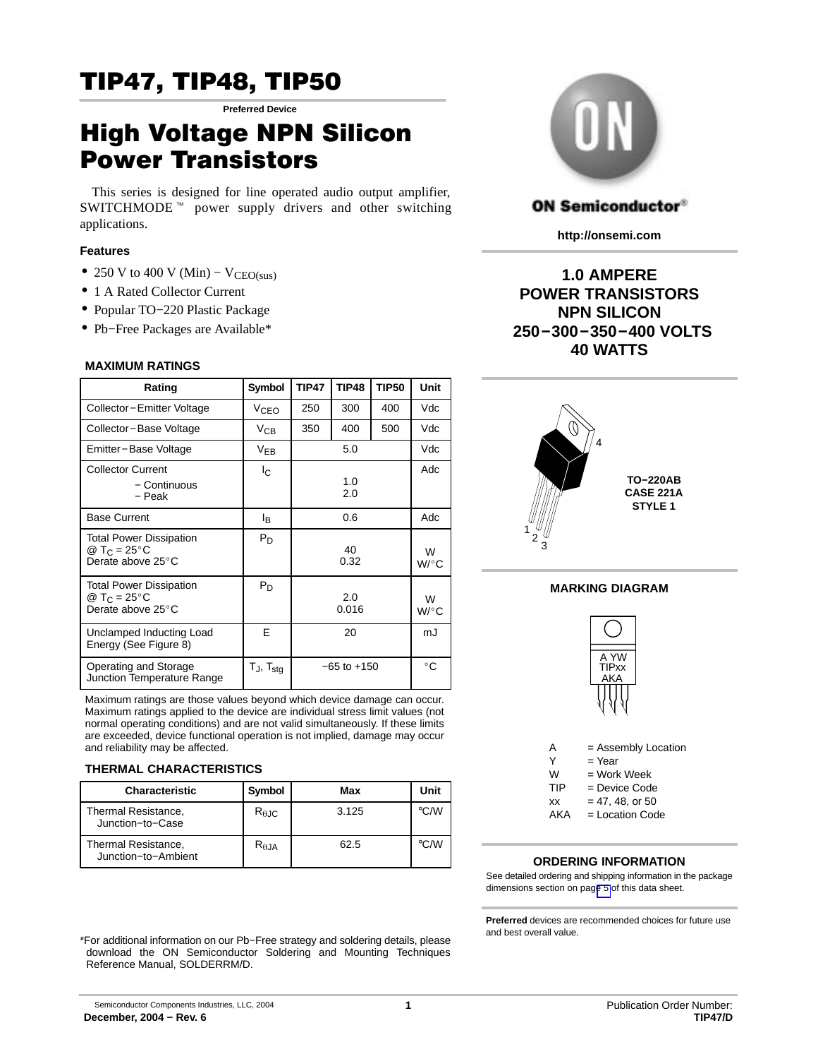# TIP47, TIP48, TIP50

**Preferred Device**

# High Voltage NPN Silicon Power Transistors

This series is designed for line operated audio output amplifier, SWITCHMODE ™ power supply drivers and other switching applications.

### Features

- 250 V to 400 V (Min) − $V_{CEO(sus)}$
- 1 A Rated Collector Current
- Popular TO−220 Plastic Package
- Pb−Free Packages are Available*

### MAXIMUM RATINGS

| Rating | Symbol | TIP47 | TIP48 | TIP50 | Unit |
|---|---|---|---|---|---|
| Collector−Emitter Voltage | $V_{CEO}$ | 250 | 300 | 400 | Vdc |
| Collector−Base Voltage | $V_{CB}$ | 350 | 400 | 500 | Vdc |
| Emitter−Base Voltage | $V_{EB}$ | 5.0 | | | Vdc |
| Collector Current − Continuous − Peak | $I_C$ | 1.0 2.0 | | | Adc |
| Base Current | $I_B$ | 0.6 | | | Adc |
| Total Power Dissipation @ $T_C$ = 25°C Derate above 25°C | $P_D$ | 40 0.32 | | | W W/°C |
| Total Power Dissipation @ $T_C$ = 25°C Derate above 25°C | $P_D$ | 2.0 0.016 | | | W W/°C |
| Unclamped Inducting Load Energy (See Figure 8) | E | 20 | | | mJ |
| Operating and Storage Junction Temperature Range | $T_J$, $T_{stg}$ | −65 to +150 | | | °C |

Maximum ratings are those values beyond which device damage can occur. Maximum ratings applied to the device are individual stress limit values (not normal operating conditions) and are not valid simultaneously. If these limits are exceeded, device functional operation is not implied, damage may occur and reliability may be affected.

### THERMAL CHARACTERISTICS

| Characteristic | Symbol | Max | Unit |
|---|---|---|---|
| Thermal Resistance, Junction−to−Case | $R_{\theta JC}$ | 3.125 | °C/W |
| Thermal Resistance, Junction−to−Ambient | $R_{\theta JA}$ | 62.5 | °C/W |

*For additional information on our Pb−Free strategy and soldering details, please download the ON Semiconductor Soldering and Mounting Techniques Reference Manual, SOLDERRM/D.

ON Semiconductor®

http://onsemi.com

**1.0 AMPERE
POWER TRANSISTORS
NPN SILICON
250−300−350−400 VOLTS
40 WATTS**

TO−220AB
CASE 221A
STYLE 1

### MARKING DIAGRAM

A YW
TIPxx
AKA

A = Assembly Location
Y = Year
W = Work Week
TIP = Device Code
xx = 47, 48, or 50
AKA = Location Code

### ORDERING INFORMATION

See detailed ordering and shipping information in the package dimensions section on page 5 of this data sheet.

**Preferred** devices are recommended choices for future use and best overall value.

Semiconductor Components Industries, LLC, 2004

December, 2004 − Rev. 6

Publication Order Number: TIP47/D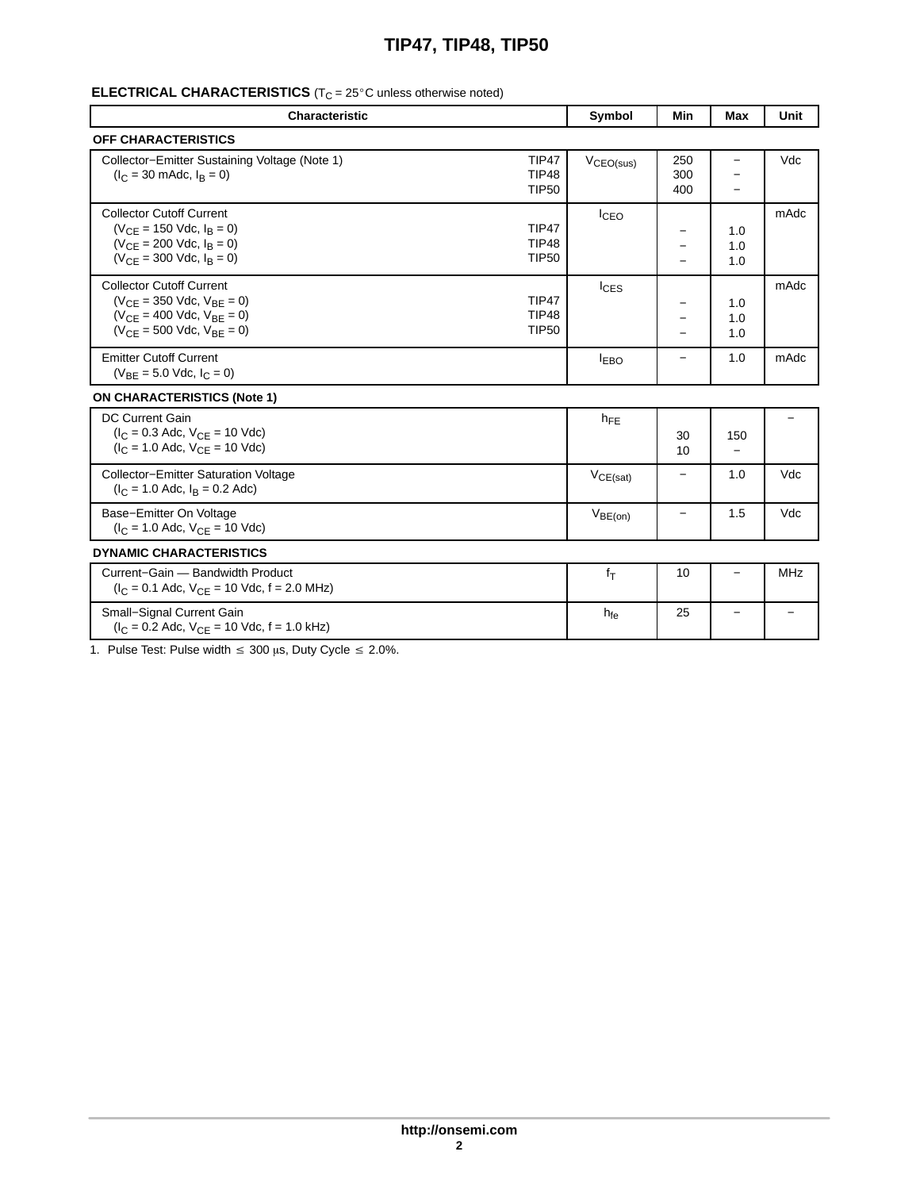**ELECTRICAL CHARACTERISTICS** ($T_C$ = 25°C unless otherwise noted)

| Characteristic | | Symbol | Min | Max | Unit |
|---|---|---|---|---|---|
| **OFF CHARACTERISTICS** | | | | | |
| Collector−Emitter Sustaining Voltage (Note 1) ($I_C$ = 30 mAdc, $I_B$ = 0) | TIP47<br>TIP48<br>TIP50 | $V_{CEO(sus)}$ | 250<br>300<br>400 | −<br>−<br>− | Vdc |
| Collector Cutoff Current<br>($V_{CE}$ = 150 Vdc, $I_B$ = 0)<br>($V_{CE}$ = 200 Vdc, $I_B$ = 0)<br>($V_{CE}$ = 300 Vdc, $I_B$ = 0) | TIP47<br>TIP48<br>TIP50 | $I_{CEO}$ | −<br>−<br>− | 1.0<br>1.0<br>1.0 | mAdc |
| Collector Cutoff Current<br>($V_{CE}$ = 350 Vdc, $V_{BE}$ = 0)<br>($V_{CE}$ = 400 Vdc, $V_{BE}$ = 0)<br>($V_{CE}$ = 500 Vdc, $V_{BE}$ = 0) | TIP47<br>TIP48<br>TIP50 | $I_{CES}$ | −<br>−<br>− | 1.0<br>1.0<br>1.0 | mAdc |
| Emitter Cutoff Current ($V_{BE}$ = 5.0 Vdc, $I_C$ = 0) | | $I_{EBO}$ | − | 1.0 | mAdc |
| **ON CHARACTERISTICS (Note 1)** | | | | | |
| DC Current Gain<br>($I_C$ = 0.3 Adc, $V_{CE}$ = 10 Vdc)<br>($I_C$ = 1.0 Adc, $V_{CE}$ = 10 Vdc) | | $h_{FE}$ | 30<br>10 | 150<br>− | − |
| Collector−Emitter Saturation Voltage ($I_C$ = 1.0 Adc, $I_B$ = 0.2 Adc) | | $V_{CE(sat)}$ | − | 1.0 | Vdc |
| Base−Emitter On Voltage ($I_C$ = 1.0 Adc, $V_{CE}$ = 10 Vdc) | | $V_{BE(on)}$ | − | 1.5 | Vdc |
| **DYNAMIC CHARACTERISTICS** | | | | | |
| Current−Gain — Bandwidth Product ($I_C$ = 0.1 Adc, $V_{CE}$ = 10 Vdc, f = 2.0 MHz) | | $f_T$ | 10 | − | MHz |
| Small−Signal Current Gain ($I_C$ = 0.2 Adc, $V_{CE}$ = 10 Vdc, f = 1.0 kHz) | | $h_{fe}$ | 25 | − | − |

1. Pulse Test: Pulse width ≤ 300 μs, Duty Cycle ≤ 2.0%.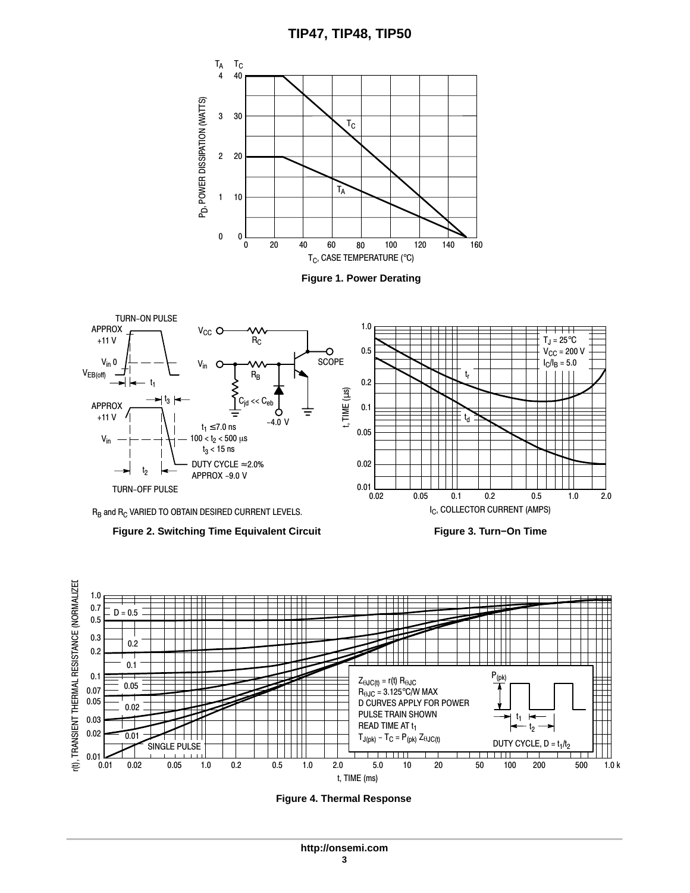Figure 1. Power Derating

$R_B$ and $R_C$ VARIED TO OBTAIN DESIRED CURRENT LEVELS.

Figure 2. Switching Time Equivalent Circuit

Figure 3. Turn−On Time

Figure 4. Thermal Response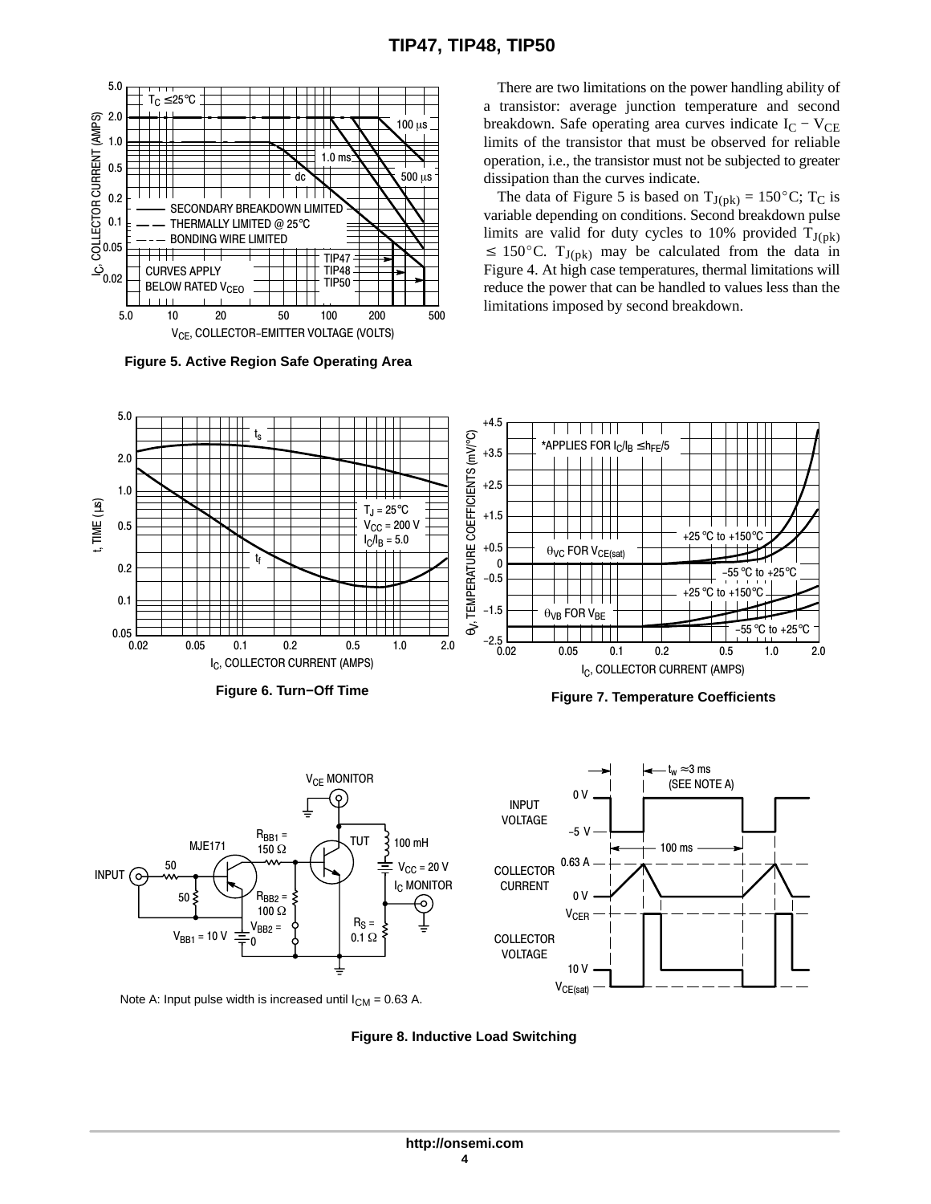There are two limitations on the power handling ability of a transistor: average junction temperature and second breakdown. Safe operating area curves indicate $I_C - V_{CE}$ limits of the transistor that must be observed for reliable operation, i.e., the transistor must not be subjected to greater dissipation than the curves indicate.

The data of Figure 5 is based on $T_{J(pk)} = 150°C$; $T_C$ is variable depending on conditions. Second breakdown pulse limits are valid for duty cycles to 10% provided $T_{J(pk)} \le 150°C$. $T_{J(pk)}$ may be calculated from the data in Figure 4. At high case temperatures, thermal limitations will reduce the power that can be handled to values less than the limitations imposed by second breakdown.

**Figure 5. Active Region Safe Operating Area**

**Figure 6. Turn−Off Time**

**Figure 7. Temperature Coefficients**

Note A: Input pulse width is increased until $I_{CM}$ = 0.63 A.

**Figure 8. Inductive Load Switching**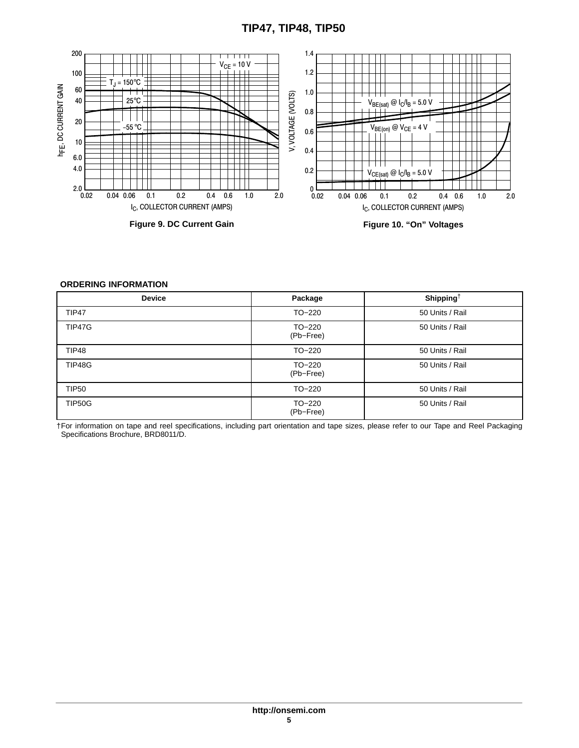Figure 9. DC Current Gain

Figure 10. "On" Voltages

**ORDERING INFORMATION**

| Device | Package | Shipping[†] |
|---|---|---|
| TIP47 | TO−220 | 50 Units / Rail |
| TIP47G | TO−220 (Pb−Free) | 50 Units / Rail |
| TIP48 | TO−220 | 50 Units / Rail |
| TIP48G | TO−220 (Pb−Free) | 50 Units / Rail |
| TIP50 | TO−220 | 50 Units / Rail |
| TIP50G | TO−220 (Pb−Free) | 50 Units / Rail |

†For information on tape and reel specifications, including part orientation and tape sizes, please refer to our Tape and Reel Packaging Specifications Brochure, BRD8011/D.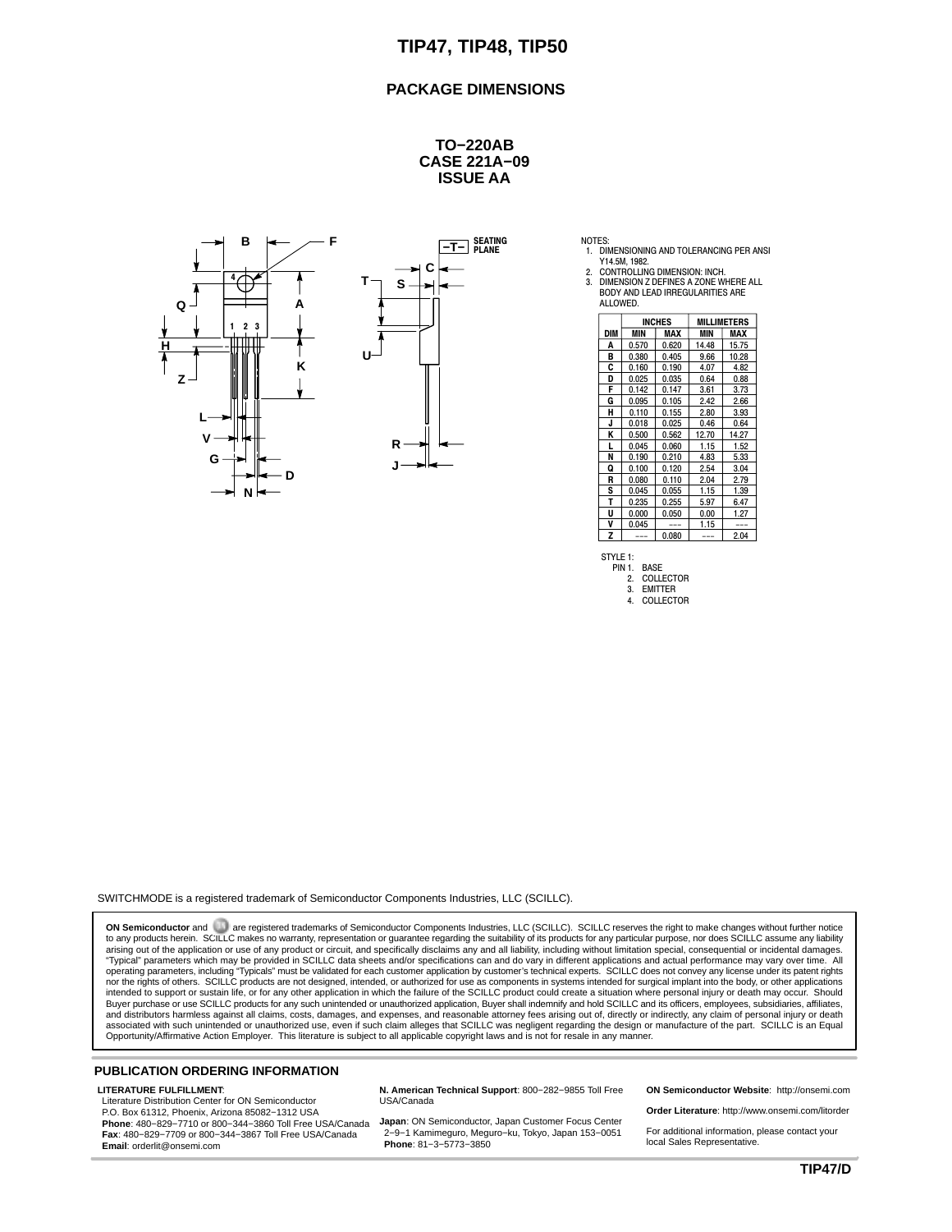## PACKAGE DIMENSIONS

**TO−220AB**
**CASE 221A−09**
**ISSUE AA**

B F
−T− SEATING PLANE
C
T S
Q A
4
1 2 3
H
U
K
Z
L
V
G
R
D
J
N

NOTES:
1. DIMENSIONING AND TOLERANCING PER ANSI Y14.5M, 1982.
2. CONTROLLING DIMENSION: INCH.
3. DIMENSION Z DEFINES A ZONE WHERE ALL BODY AND LEAD IRREGULARITIES ARE ALLOWED.

| DIM | INCHES | | MILLIMETERS | |
|---|---|---|---|---|
| | MIN | MAX | MIN | MAX |
| A | 0.570 | 0.620 | 14.48 | 15.75 |
| B | 0.380 | 0.405 | 9.66 | 10.28 |
| C | 0.160 | 0.190 | 4.07 | 4.82 |
| D | 0.025 | 0.035 | 0.64 | 0.88 |
| F | 0.142 | 0.147 | 3.61 | 3.73 |
| G | 0.095 | 0.105 | 2.42 | 2.66 |
| H | 0.110 | 0.155 | 2.80 | 3.93 |
| J | 0.018 | 0.025 | 0.46 | 0.64 |
| K | 0.500 | 0.562 | 12.70 | 14.27 |
| L | 0.045 | 0.060 | 1.15 | 1.52 |
| N | 0.190 | 0.210 | 4.83 | 5.33 |
| Q | 0.100 | 0.120 | 2.54 | 3.04 |
| R | 0.080 | 0.110 | 2.04 | 2.79 |
| S | 0.045 | 0.055 | 1.15 | 1.39 |
| T | 0.235 | 0.255 | 5.97 | 6.47 |
| U | 0.000 | 0.050 | 0.00 | 1.27 |
| V | 0.045 | −−− | 1.15 | −−− |
| Z | −−− | 0.080 | −−− | 2.04 |

STYLE 1:
PIN 1. BASE
2. COLLECTOR
3. EMITTER
4. COLLECTOR

SWITCHMODE is a registered trademark of Semiconductor Components Industries, LLC (SCILLC).

**ON Semiconductor** and are registered trademarks of Semiconductor Components Industries, LLC (SCILLC). SCILLC reserves the right to make changes without further notice to any products herein. SCILLC makes no warranty, representation or guarantee regarding the suitability of its products for any particular purpose, nor does SCILLC assume any liability arising out of the application or use of any product or circuit, and specifically disclaims any and all liability, including without limitation special, consequential or incidental damages. "Typical" parameters which may be provided in SCILLC data sheets and/or specifications can and do vary in different applications and actual performance may vary over time. All operating parameters, including "Typicals" must be validated for each customer application by customer's technical experts. SCILLC does not convey any license under its patent rights nor the rights of others. SCILLC products are not designed, intended, or authorized for use as components in systems intended for surgical implant into the body, or other applications intended to support or sustain life, or for any other application in which the failure of the SCILLC product could create a situation where personal injury or death may occur. Should Buyer purchase or use SCILLC products for any such unintended or unauthorized application, Buyer shall indemnify and hold SCILLC and its officers, employees, subsidiaries, affiliates, and distributors harmless against all claims, costs, damages, and expenses, and reasonable attorney fees arising out of, directly or indirectly, any claim of personal injury or death associated with such unintended or unauthorized use, even if such claim alleges that SCILLC was negligent regarding the design or manufacture of the part. SCILLC is an Equal Opportunity/Affirmative Action Employer. This literature is subject to all applicable copyright laws and is not for resale in any manner.

## PUBLICATION ORDERING INFORMATION

**LITERATURE FULFILLMENT**:
Literature Distribution Center for ON Semiconductor
P.O. Box 61312, Phoenix, Arizona 85082−1312 USA
**Phone**: 480−829−7710 or 800−344−3860 Toll Free USA/Canada
**Fax**: 480−829−7709 or 800−344−3867 Toll Free USA/Canada
**Email**: orderlit@onsemi.com

**N. American Technical Support**: 800−282−9855 Toll Free USA/Canada

**Japan**: ON Semiconductor, Japan Customer Focus Center
2−9−1 Kamimeguro, Meguro−ku, Tokyo, Japan 153−0051
**Phone**: 81−3−5773−3850

**ON Semiconductor Website**: http://onsemi.com

**Order Literature**: http://www.onsemi.com/litorder

For additional information, please contact your local Sales Representative.

TIP47/D